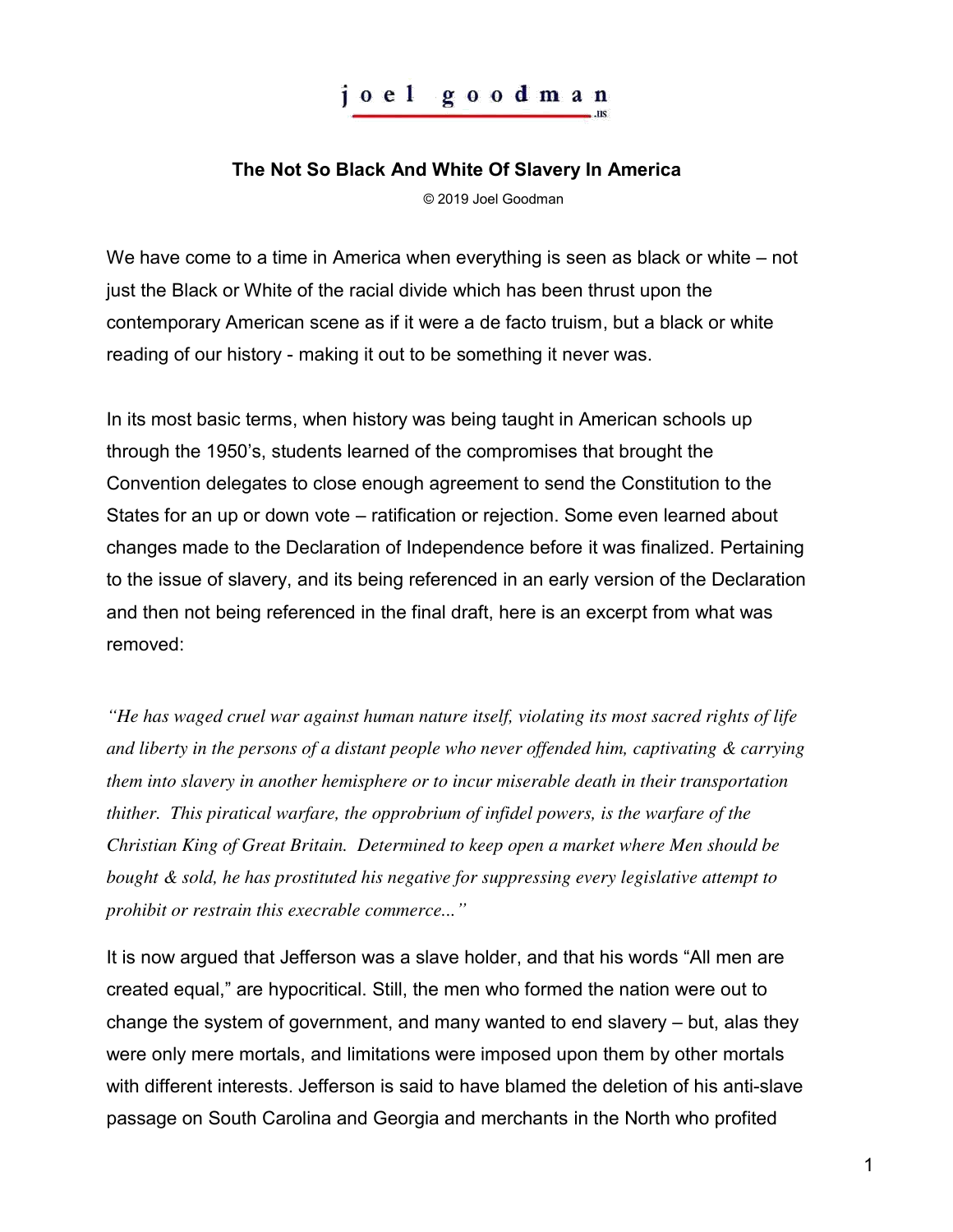joel goodman

# The Not So Black And White Of Slavery In America

© 2019 Joel Goodman

We have come to a time in America when everything is seen as black or white – not just the Black or White of the racial divide which has been thrust upon the contemporary American scene as if it were a de facto truism, but a black or white reading of our history - making it out to be something it never was.

In its most basic terms, when history was being taught in American schools up through the 1950's, students learned of the compromises that brought the Convention delegates to close enough agreement to send the Constitution to the States for an up or down vote – ratification or rejection. Some even learned about changes made to the Declaration of Independence before it was finalized. Pertaining to the issue of slavery, and its being referenced in an early version of the Declaration and then not being referenced in the final draft, here is an excerpt from what was removed:

*"He has waged cruel war against human nature itself, violating its most sacred rights of life and liberty in the persons of a distant people who never offended him, captivating & carrying them into slavery in another hemisphere or to incur miserable death in their transportation thither. This piratical warfare, the opprobrium of infidel powers, is the warfare of the Christian King of Great Britain. Determined to keep open a market where Men should be bought & sold, he has prostituted his negative for suppressing every legislative attempt to prohibit or restrain this execrable commerce..."*

It is now argued that Jefferson was a slave holder, and that his words "All men are created equal," are hypocritical. Still, the men who formed the nation were out to change the system of government, and many wanted to end slavery – but, alas they were only mere mortals, and limitations were imposed upon them by other mortals with different interests. Jefferson is said to have blamed the deletion of his anti-slave passage on South Carolina and Georgia and merchants in the North who profited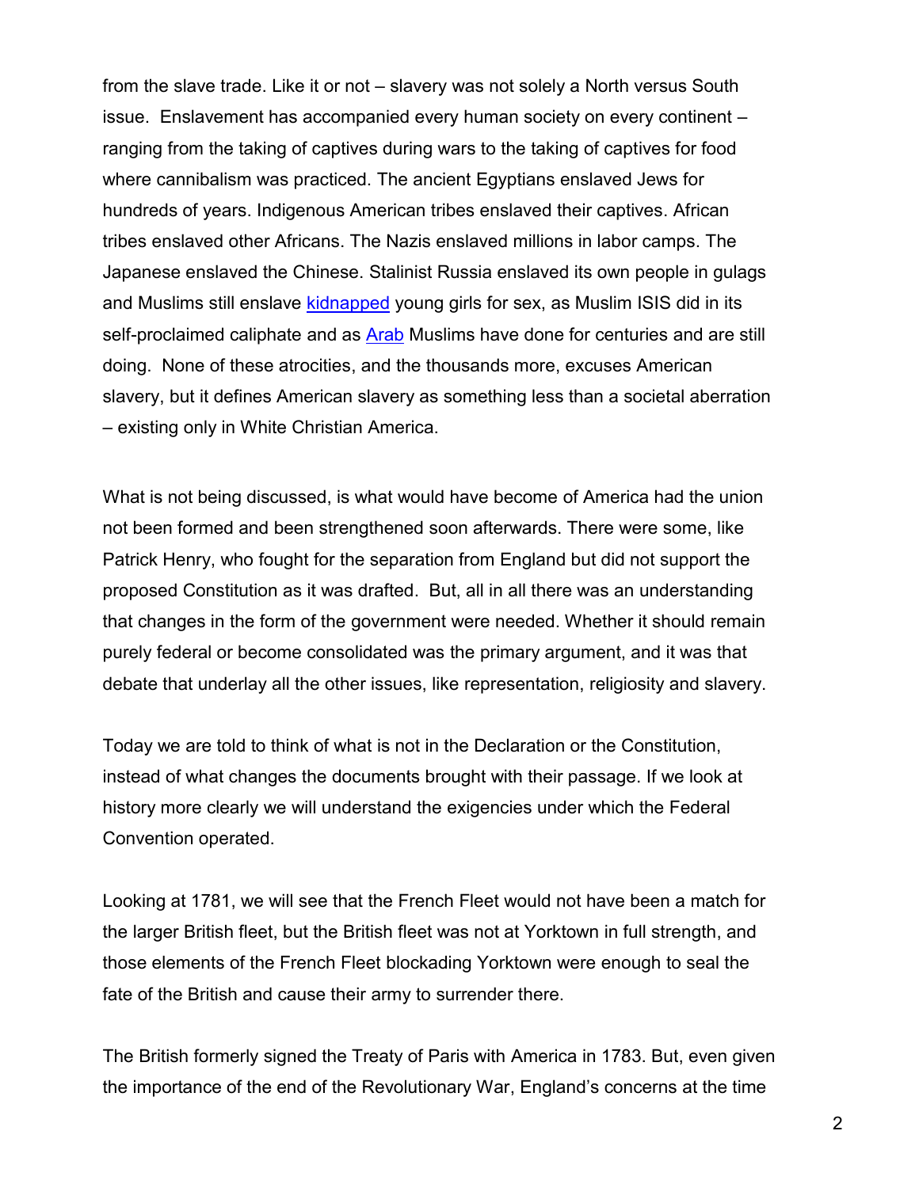from the slave trade. Like it or not – slavery was not solely a North versus South issue. Enslavement has accompanied every human society on every continent – ranging from the taking of captives during wars to the taking of captives for food where cannibalism was practiced. The ancient Egyptians enslaved Jews for hundreds of years. Indigenous American tribes enslaved their captives. African tribes enslaved other Africans. The Nazis enslaved millions in labor camps. The Japanese enslaved the Chinese. Stalinist Russia enslaved its own people in gulags and Muslims still enslave kidnapped young girls for sex, as Muslim ISIS did in its self-proclaimed caliphate and as Arab Muslims have done for centuries and are still doing. None of these atrocities, and the thousands more, excuses American slavery, but it defines American slavery as something less than a societal aberration – existing only in White Christian America.

What is not being discussed, is what would have become of America had the union not been formed and been strengthened soon afterwards. There were some, like Patrick Henry, who fought for the separation from England but did not support the proposed Constitution as it was drafted. But, all in all there was an understanding that changes in the form of the government were needed. Whether it should remain purely federal or become consolidated was the primary argument, and it was that debate that underlay all the other issues, like representation, religiosity and slavery.

Today we are told to think of what is not in the Declaration or the Constitution, instead of what changes the documents brought with their passage. If we look at history more clearly we will understand the exigencies under which the Federal Convention operated.

Looking at 1781, we will see that the French Fleet would not have been a match for the larger British fleet, but the British fleet was not at Yorktown in full strength, and those elements of the French Fleet blockading Yorktown were enough to seal the fate of the British and cause their army to surrender there.

The British formerly signed the Treaty of Paris with America in 1783. But, even given the importance of the end of the Revolutionary War, England's concerns at the time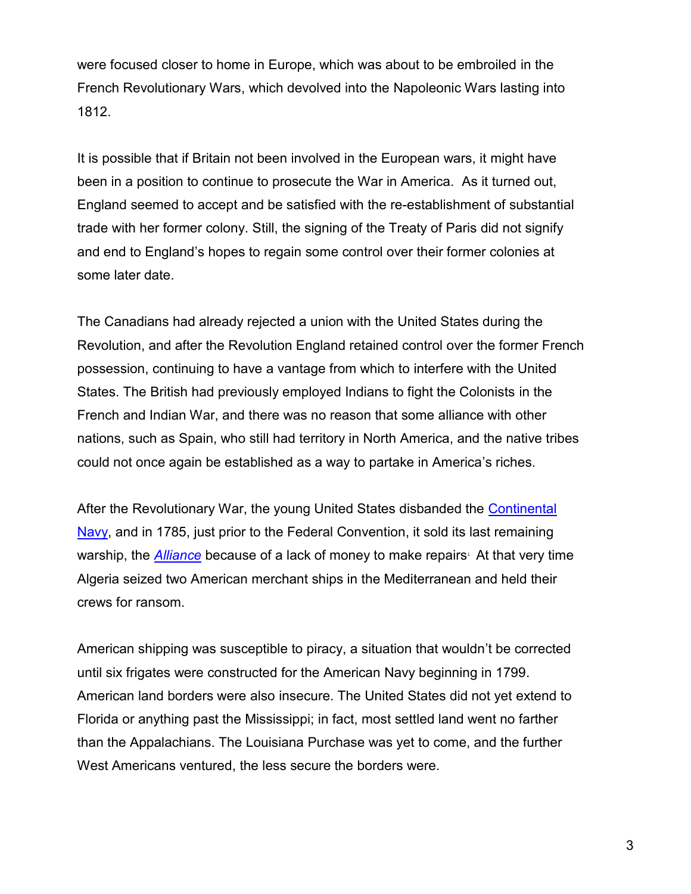were focused closer to home in Europe, which was about to be embroiled in the French Revolutionary Wars, which devolved into the Napoleonic Wars lasting into 1812.

It is possible that if Britain not been involved in the European wars, it might have been in a position to continue to prosecute the War in America. As it turned out, England seemed to accept and be satisfied with the re-establishment of substantial trade with her former colony. Still, the signing of the Treaty of Paris did not signify and end to England's hopes to regain some control over their former colonies at some later date.

The Canadians had already rejected a union with the United States during the Revolution, and after the Revolution England retained control over the former French possession, continuing to have a vantage from which to interfere with the United States. The British had previously employed Indians to fight the Colonists in the French and Indian War, and there was no reason that some alliance with other nations, such as Spain, who still had territory in North America, and the native tribes could not once again be established as a way to partake in America's riches.

After the Revolutionary War, the young United States disbanded the Continental Navy, and in 1785, just prior to the Federal Convention, it sold its last remaining warship, the *Alliance* because of a lack of money to make repairs. At that very time Algeria seized two American merchant ships in the Mediterranean and held their crews for ransom.

American shipping was susceptible to piracy, a situation that wouldn't be corrected until six frigates were constructed for the American Navy beginning in 1799. American land borders were also insecure. The United States did not yet extend to Florida or anything past the Mississippi; in fact, most settled land went no farther than the Appalachians. The Louisiana Purchase was yet to come, and the further West Americans ventured, the less secure the borders were.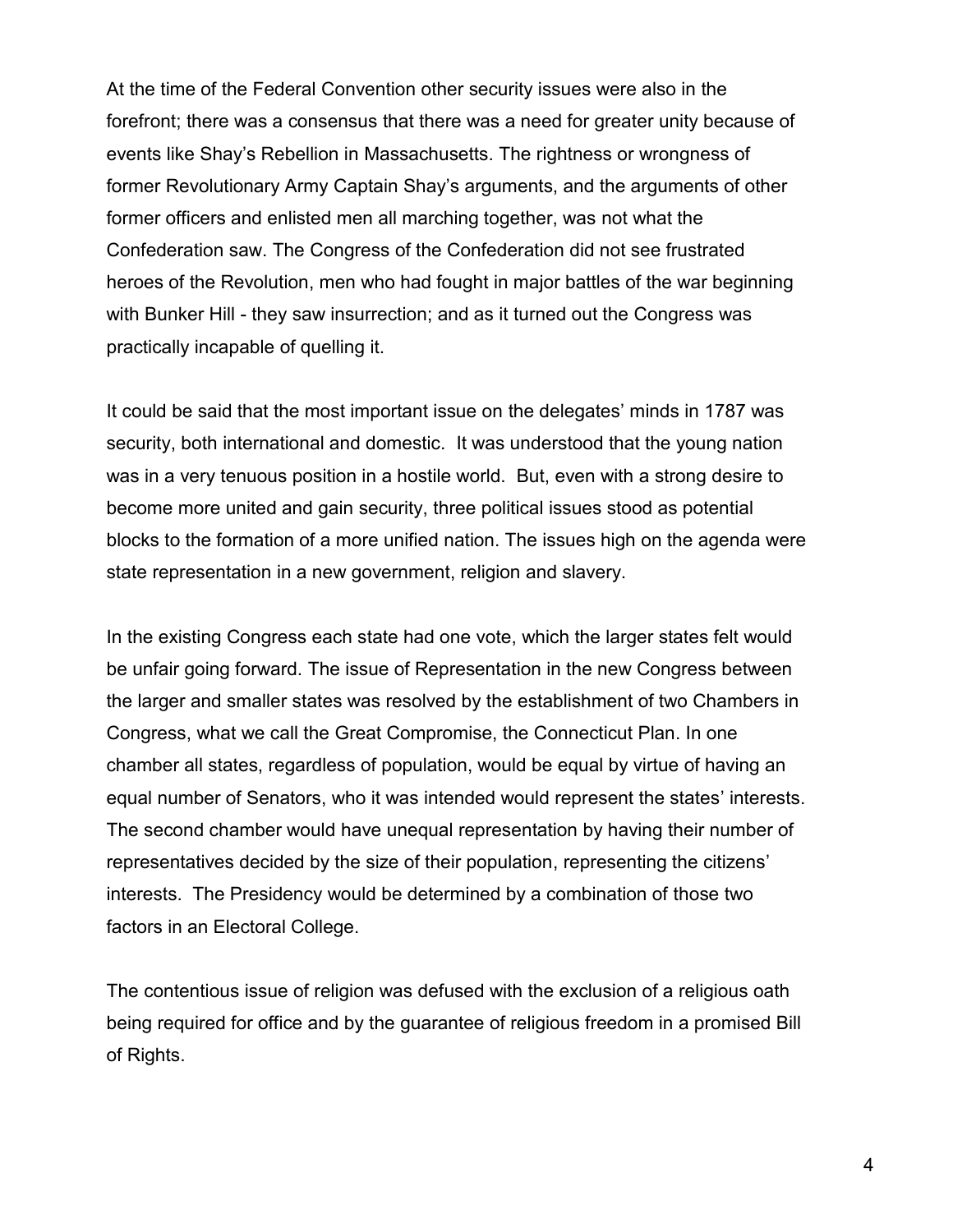At the time of the Federal Convention other security issues were also in the forefront; there was a consensus that there was a need for greater unity because of events like Shay's Rebellion in Massachusetts. The rightness or wrongness of former Revolutionary Army Captain Shay's arguments, and the arguments of other former officers and enlisted men all marching together, was not what the Confederation saw. The Congress of the Confederation did not see frustrated heroes of the Revolution, men who had fought in major battles of the war beginning with Bunker Hill - they saw insurrection; and as it turned out the Congress was practically incapable of quelling it.

It could be said that the most important issue on the delegates' minds in 1787 was security, both international and domestic. It was understood that the young nation was in a very tenuous position in a hostile world. But, even with a strong desire to become more united and gain security, three political issues stood as potential blocks to the formation of a more unified nation. The issues high on the agenda were state representation in a new government, religion and slavery.

In the existing Congress each state had one vote, which the larger states felt would be unfair going forward. The issue of Representation in the new Congress between the larger and smaller states was resolved by the establishment of two Chambers in Congress, what we call the Great Compromise, the Connecticut Plan. In one chamber all states, regardless of population, would be equal by virtue of having an equal number of Senators, who it was intended would represent the states' interests. The second chamber would have unequal representation by having their number of representatives decided by the size of their population, representing the citizens' interests. The Presidency would be determined by a combination of those two factors in an Electoral College.

The contentious issue of religion was defused with the exclusion of a religious oath being required for office and by the guarantee of religious freedom in a promised Bill of Rights.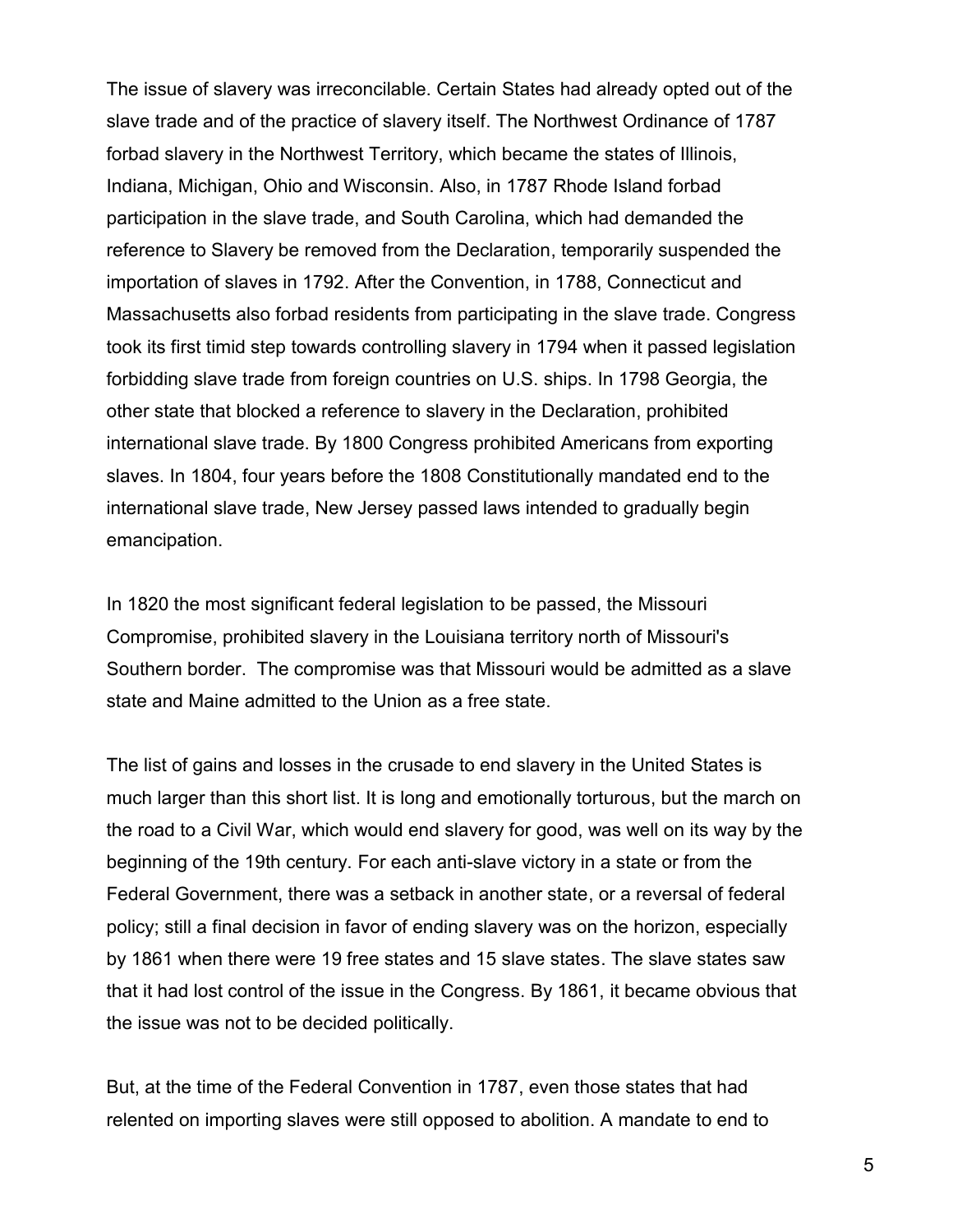The issue of slavery was irreconcilable. Certain States had already opted out of the slave trade and of the practice of slavery itself. The Northwest Ordinance of 1787 forbad slavery in the Northwest Territory, which became the states of Illinois, Indiana, Michigan, Ohio and Wisconsin. Also, in 1787 Rhode Island forbad participation in the slave trade, and South Carolina, which had demanded the reference to Slavery be removed from the Declaration, temporarily suspended the importation of slaves in 1792. After the Convention, in 1788, Connecticut and Massachusetts also forbad residents from participating in the slave trade. Congress took its first timid step towards controlling slavery in 1794 when it passed legislation forbidding slave trade from foreign countries on U.S. ships. In 1798 Georgia, the other state that blocked a reference to slavery in the Declaration, prohibited international slave trade. By 1800 Congress prohibited Americans from exporting slaves. In 1804, four years before the 1808 Constitutionally mandated end to the international slave trade, New Jersey passed laws intended to gradually begin emancipation.

In 1820 the most significant federal legislation to be passed, the Missouri Compromise, prohibited slavery in the Louisiana territory north of Missouri's Southern border. The compromise was that Missouri would be admitted as a slave state and Maine admitted to the Union as a free state.

The list of gains and losses in the crusade to end slavery in the United States is much larger than this short list. It is long and emotionally torturous, but the march on the road to a Civil War, which would end slavery for good, was well on its way by the beginning of the 19th century. For each anti-slave victory in a state or from the Federal Government, there was a setback in another state, or a reversal of federal policy; still a final decision in favor of ending slavery was on the horizon, especially by 1861 when there were 19 free states and 15 slave states. The slave states saw that it had lost control of the issue in the Congress. By 1861, it became obvious that the issue was not to be decided politically.

But, at the time of the Federal Convention in 1787, even those states that had relented on importing slaves were still opposed to abolition. A mandate to end to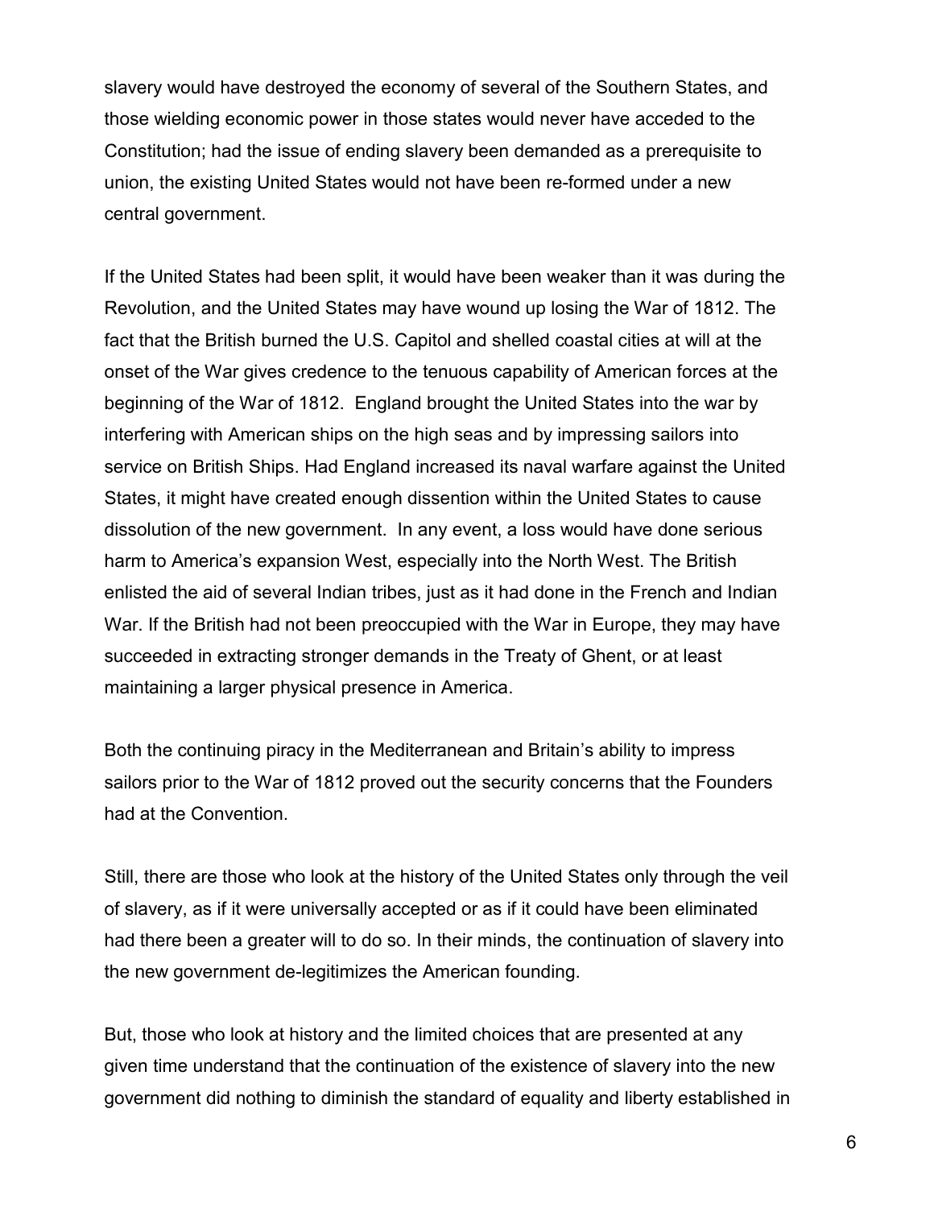slavery would have destroyed the economy of several of the Southern States, and those wielding economic power in those states would never have acceded to the Constitution; had the issue of ending slavery been demanded as a prerequisite to union, the existing United States would not have been re-formed under a new central government.

If the United States had been split, it would have been weaker than it was during the Revolution, and the United States may have wound up losing the War of 1812. The fact that the British burned the U.S. Capitol and shelled coastal cities at will at the onset of the War gives credence to the tenuous capability of American forces at the beginning of the War of 1812. England brought the United States into the war by interfering with American ships on the high seas and by impressing sailors into service on British Ships. Had England increased its naval warfare against the United States, it might have created enough dissention within the United States to cause dissolution of the new government. In any event, a loss would have done serious harm to America's expansion West, especially into the North West. The British enlisted the aid of several Indian tribes, just as it had done in the French and Indian War. If the British had not been preoccupied with the War in Europe, they may have succeeded in extracting stronger demands in the Treaty of Ghent, or at least maintaining a larger physical presence in America.

Both the continuing piracy in the Mediterranean and Britain's ability to impress sailors prior to the War of 1812 proved out the security concerns that the Founders had at the Convention.

Still, there are those who look at the history of the United States only through the veil of slavery, as if it were universally accepted or as if it could have been eliminated had there been a greater will to do so. In their minds, the continuation of slavery into the new government de-legitimizes the American founding.

But, those who look at history and the limited choices that are presented at any given time understand that the continuation of the existence of slavery into the new government did nothing to diminish the standard of equality and liberty established in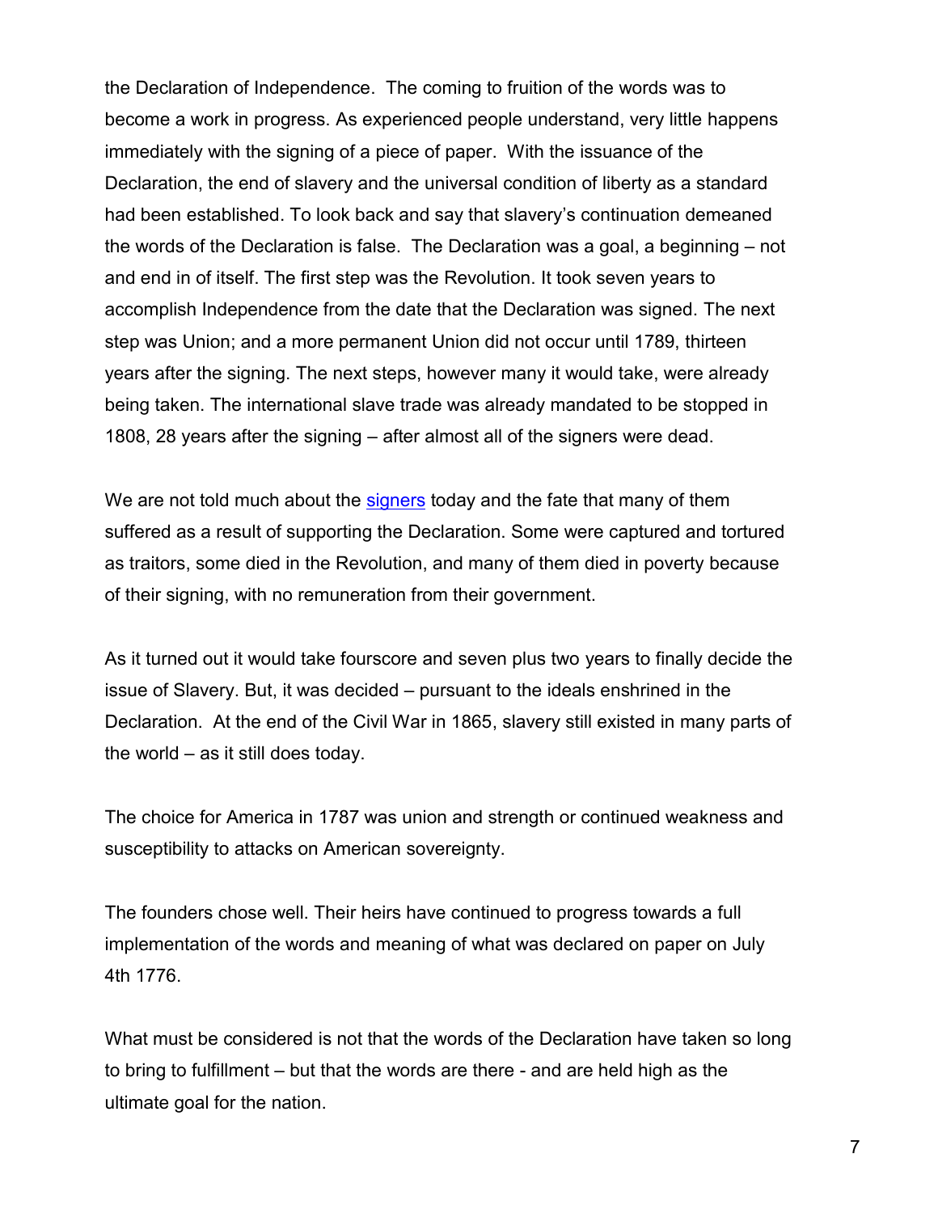the Declaration of Independence. The coming to fruition of the words was to become a work in progress. As experienced people understand, very little happens immediately with the signing of a piece of paper. With the issuance of the Declaration, the end of slavery and the universal condition of liberty as a standard had been established. To look back and say that slavery's continuation demeaned the words of the Declaration is false. The Declaration was a goal, a beginning – not and end in of itself. The first step was the Revolution. It took seven years to accomplish Independence from the date that the Declaration was signed. The next step was Union; and a more permanent Union did not occur until 1789, thirteen years after the signing. The next steps, however many it would take, were already being taken. The international slave trade was already mandated to be stopped in 1808, 28 years after the signing – after almost all of the signers were dead.

We are not told much about the signers today and the fate that many of them suffered as a result of supporting the Declaration. Some were captured and tortured as traitors, some died in the Revolution, and many of them died in poverty because of their signing, with no remuneration from their government.

As it turned out it would take fourscore and seven plus two years to finally decide the issue of Slavery. But, it was decided – pursuant to the ideals enshrined in the Declaration. At the end of the Civil War in 1865, slavery still existed in many parts of the world – as it still does today.

The choice for America in 1787 was union and strength or continued weakness and susceptibility to attacks on American sovereignty.

The founders chose well. Their heirs have continued to progress towards a full implementation of the words and meaning of what was declared on paper on July 4th 1776.

What must be considered is not that the words of the Declaration have taken so long to bring to fulfillment – but that the words are there - and are held high as the ultimate goal for the nation.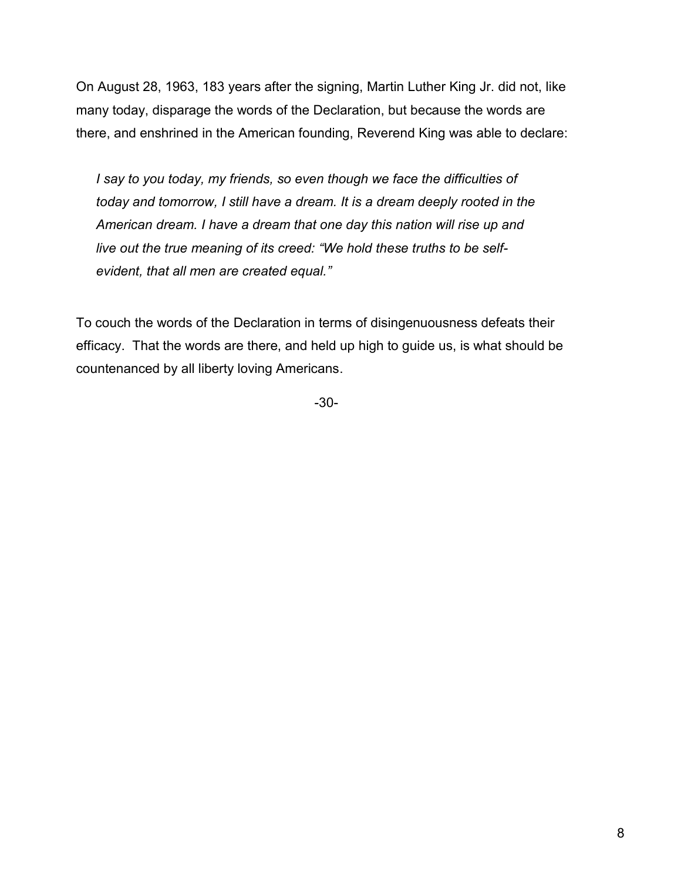On August 28, 1963, 183 years after the signing, Martin Luther King Jr. did not, like many today, disparage the words of the Declaration, but because the words are there, and enshrined in the American founding, Reverend King was able to declare:

> *I say to you today, my friends, so even though we face the difficulties of today and tomorrow, I still have a dream. It is a dream deeply rooted in the American dream. I have a dream that one day this nation will rise up and live out the true meaning of its creed: "We hold these truths to be self-evident, that all men are created equal."*

To couch the words of the Declaration in terms of disingenuousness defeats their efficacy. That the words are there, and held up high to guide us, is what should be countenanced by all liberty loving Americans.

-30-